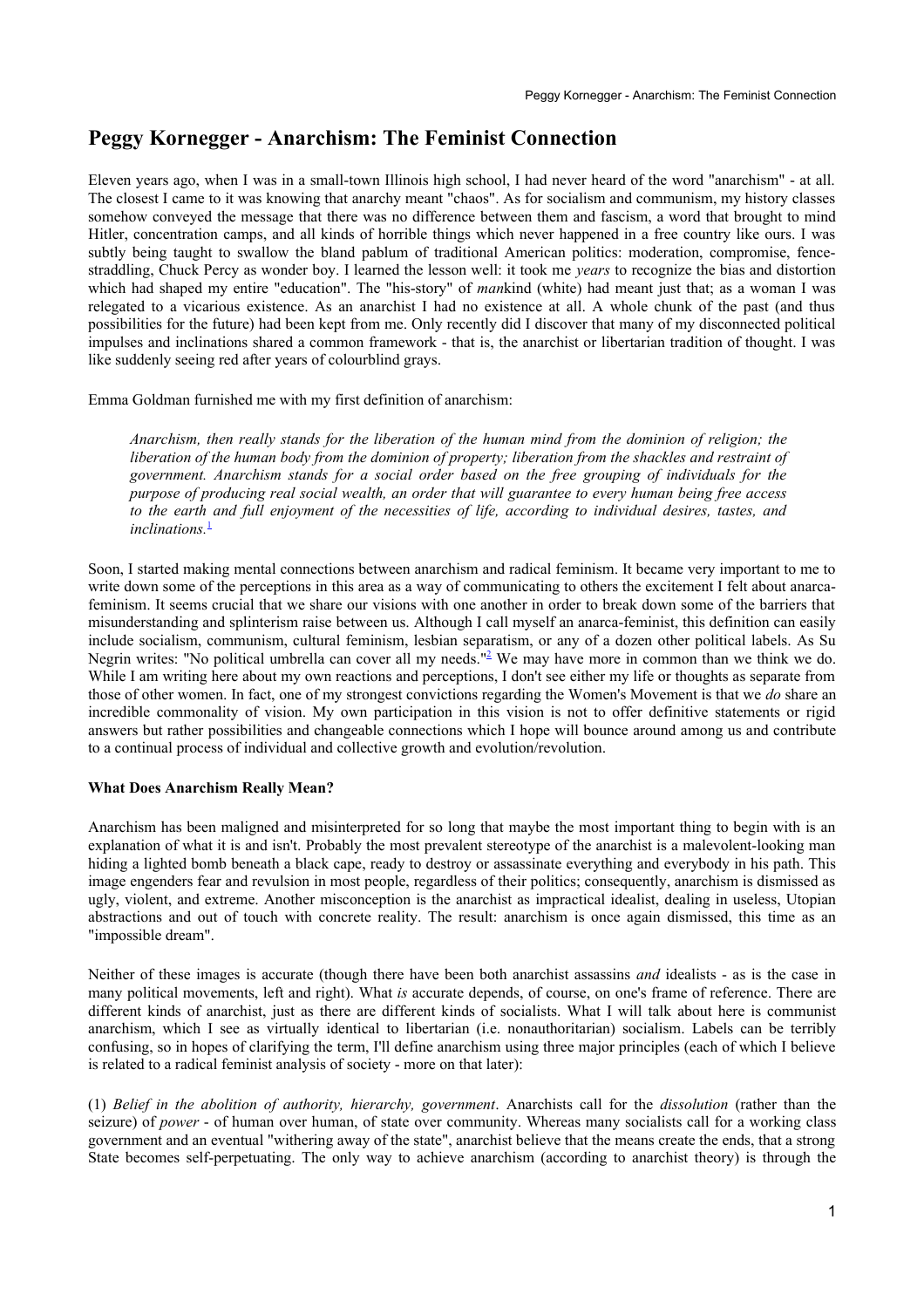# Peggy Kornegger - Anarchism: The Feminist Connection

Eleven years ago, when I was in a small-town Illinois high school, I had never heard of the word "anarchism" - at all. The closest I came to it was knowing that anarchy meant "chaos". As for socialism and communism, my history classes somehow conveyed the message that there was no difference between them and fascism, a word that brought to mind Hitler, concentration camps, and all kinds of horrible things which never happened in a free country like ours. I was subtly being taught to swallow the bland pablum of traditional American politics: moderation, compromise, fence-straddling, Chuck Percy as wonder boy. I learned the lesson well: it took me *years* to recognize the bias and distortion which had shaped my entire "education". The "his-story" of *man*kind (white) had meant just that; as a woman I was relegated to a vicarious existence. As an anarchist I had no existence at all. A whole chunk of the past (and thus possibilities for the future) had been kept from me. Only recently did I discover that many of my disconnected political impulses and inclinations shared a common framework - that is, the anarchist or libertarian tradition of thought. I was like suddenly seeing red after years of colourblind grays.

Emma Goldman furnished me with my first definition of anarchism:

> *Anarchism, then really stands for the liberation of the human mind from the dominion of religion; the liberation of the human body from the dominion of property; liberation from the shackles and restraint of government. Anarchism stands for a social order based on the free grouping of individuals for the purpose of producing real social wealth, an order that will guarantee to every human being free access to the earth and full enjoyment of the necessities of life, according to individual desires, tastes, and inclinations.*[1]

Soon, I started making mental connections between anarchism and radical feminism. It became very important to me to write down some of the perceptions in this area as a way of communicating to others the excitement I felt about anarca-feminism. It seems crucial that we share our visions with one another in order to break down some of the barriers that misunderstanding and splinterism raise between us. Although I call myself an anarca-feminist, this definition can easily include socialism, communism, cultural feminism, lesbian separatism, or any of a dozen other political labels. As Su Negrin writes: "No political umbrella can cover all my needs."[2] We may have more in common than we think we do. While I am writing here about my own reactions and perceptions, I don't see either my life or thoughts as separate from those of other women. In fact, one of my strongest convictions regarding the Women's Movement is that we *do* share an incredible commonality of vision. My own participation in this vision is not to offer definitive statements or rigid answers but rather possibilities and changeable connections which I hope will bounce around among us and contribute to a continual process of individual and collective growth and evolution/revolution.

**What Does Anarchism Really Mean?**

Anarchism has been maligned and misinterpreted for so long that maybe the most important thing to begin with is an explanation of what it is and isn't. Probably the most prevalent stereotype of the anarchist is a malevolent-looking man hiding a lighted bomb beneath a black cape, ready to destroy or assassinate everything and everybody in his path. This image engenders fear and revulsion in most people, regardless of their politics; consequently, anarchism is dismissed as ugly, violent, and extreme. Another misconception is the anarchist as impractical idealist, dealing in useless, Utopian abstractions and out of touch with concrete reality. The result: anarchism is once again dismissed, this time as an "impossible dream".

Neither of these images is accurate (though there have been both anarchist assassins *and* idealists - as is the case in many political movements, left and right). What *is* accurate depends, of course, on one's frame of reference. There are different kinds of anarchist, just as there are different kinds of socialists. What I will talk about here is communist anarchism, which I see as virtually identical to libertarian (i.e. nonauthoritarian) socialism. Labels can be terribly confusing, so in hopes of clarifying the term, I'll define anarchism using three major principles (each of which I believe is related to a radical feminist analysis of society - more on that later):

(1) *Belief in the abolition of authority, hierarchy, government*. Anarchists call for the *dissolution* (rather than the seizure) of *power* - of human over human, of state over community. Whereas many socialists call for a working class government and an eventual "withering away of the state", anarchist believe that the means create the ends, that a strong State becomes self-perpetuating. The only way to achieve anarchism (according to anarchist theory) is through the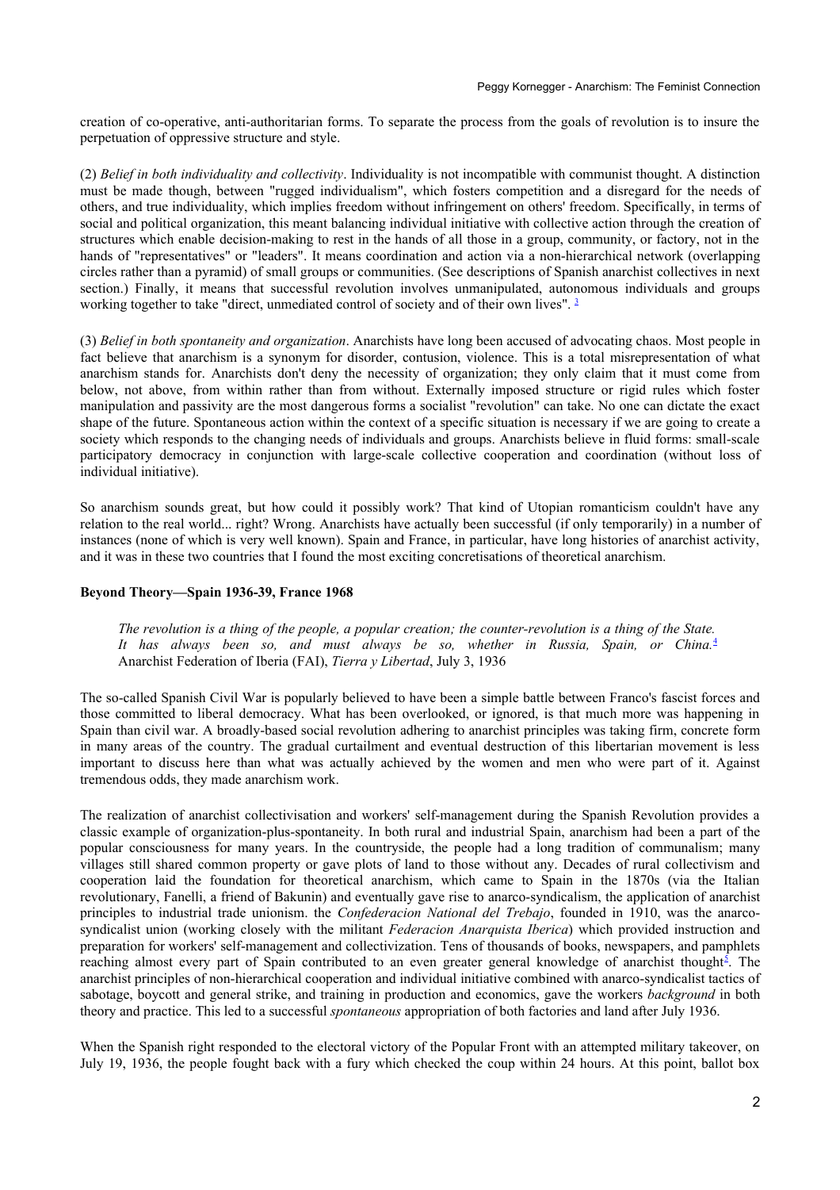creation of co-operative, anti-authoritarian forms. To separate the process from the goals of revolution is to insure the perpetuation of oppressive structure and style.

(2) *Belief in both individuality and collectivity*. Individuality is not incompatible with communist thought. A distinction must be made though, between "rugged individualism", which fosters competition and a disregard for the needs of others, and true individuality, which implies freedom without infringement on others' freedom. Specifically, in terms of social and political organization, this meant balancing individual initiative with collective action through the creation of structures which enable decision-making to rest in the hands of all those in a group, community, or factory, not in the hands of "representatives" or "leaders". It means coordination and action via a non-hierarchical network (overlapping circles rather than a pyramid) of small groups or communities. (See descriptions of Spanish anarchist collectives in next section.) Finally, it means that successful revolution involves unmanipulated, autonomous individuals and groups working together to take "direct, unmediated control of society and of their own lives". [3]

(3) *Belief in both spontaneity and organization*. Anarchists have long been accused of advocating chaos. Most people in fact believe that anarchism is a synonym for disorder, contusion, violence. This is a total misrepresentation of what anarchism stands for. Anarchists don't deny the necessity of organization; they only claim that it must come from below, not above, from within rather than from without. Externally imposed structure or rigid rules which foster manipulation and passivity are the most dangerous forms a socialist "revolution" can take. No one can dictate the exact shape of the future. Spontaneous action within the context of a specific situation is necessary if we are going to create a society which responds to the changing needs of individuals and groups. Anarchists believe in fluid forms: small-scale participatory democracy in conjunction with large-scale collective cooperation and coordination (without loss of individual initiative).

So anarchism sounds great, but how could it possibly work? That kind of Utopian romanticism couldn't have any relation to the real world... right? Wrong. Anarchists have actually been successful (if only temporarily) in a number of instances (none of which is very well known). Spain and France, in particular, have long histories of anarchist activity, and it was in these two countries that I found the most exciting concretisations of theoretical anarchism.

## Beyond Theory—Spain 1936-39, France 1968

> *The revolution is a thing of the people, a popular creation; the counter-revolution is a thing of the State. It has always been so, and must always be so, whether in Russia, Spain, or China.*[4]
> Anarchist Federation of Iberia (FAI), *Tierra y Libertad*, July 3, 1936

The so-called Spanish Civil War is popularly believed to have been a simple battle between Franco's fascist forces and those committed to liberal democracy. What has been overlooked, or ignored, is that much more was happening in Spain than civil war. A broadly-based social revolution adhering to anarchist principles was taking firm, concrete form in many areas of the country. The gradual curtailment and eventual destruction of this libertarian movement is less important to discuss here than what was actually achieved by the women and men who were part of it. Against tremendous odds, they made anarchism work.

The realization of anarchist collectivisation and workers' self-management during the Spanish Revolution provides a classic example of organization-plus-spontaneity. In both rural and industrial Spain, anarchism had been a part of the popular consciousness for many years. In the countryside, the people had a long tradition of communalism; many villages still shared common property or gave plots of land to those without any. Decades of rural collectivism and cooperation laid the foundation for theoretical anarchism, which came to Spain in the 1870s (via the Italian revolutionary, Fanelli, a friend of Bakunin) and eventually gave rise to anarco-syndicalism, the application of anarchist principles to industrial trade unionism. the *Confederacion National del Trebajo*, founded in 1910, was the anarco-syndicalist union (working closely with the militant *Federacion Anarquista Iberica*) which provided instruction and preparation for workers' self-management and collectivization. Tens of thousands of books, newspapers, and pamphlets reaching almost every part of Spain contributed to an even greater general knowledge of anarchist thought[5]. The anarchist principles of non-hierarchical cooperation and individual initiative combined with anarco-syndicalist tactics of sabotage, boycott and general strike, and training in production and economics, gave the workers *background* in both theory and practice. This led to a successful *spontaneous* appropriation of both factories and land after July 1936.

When the Spanish right responded to the electoral victory of the Popular Front with an attempted military takeover, on July 19, 1936, the people fought back with a fury which checked the coup within 24 hours. At this point, ballot box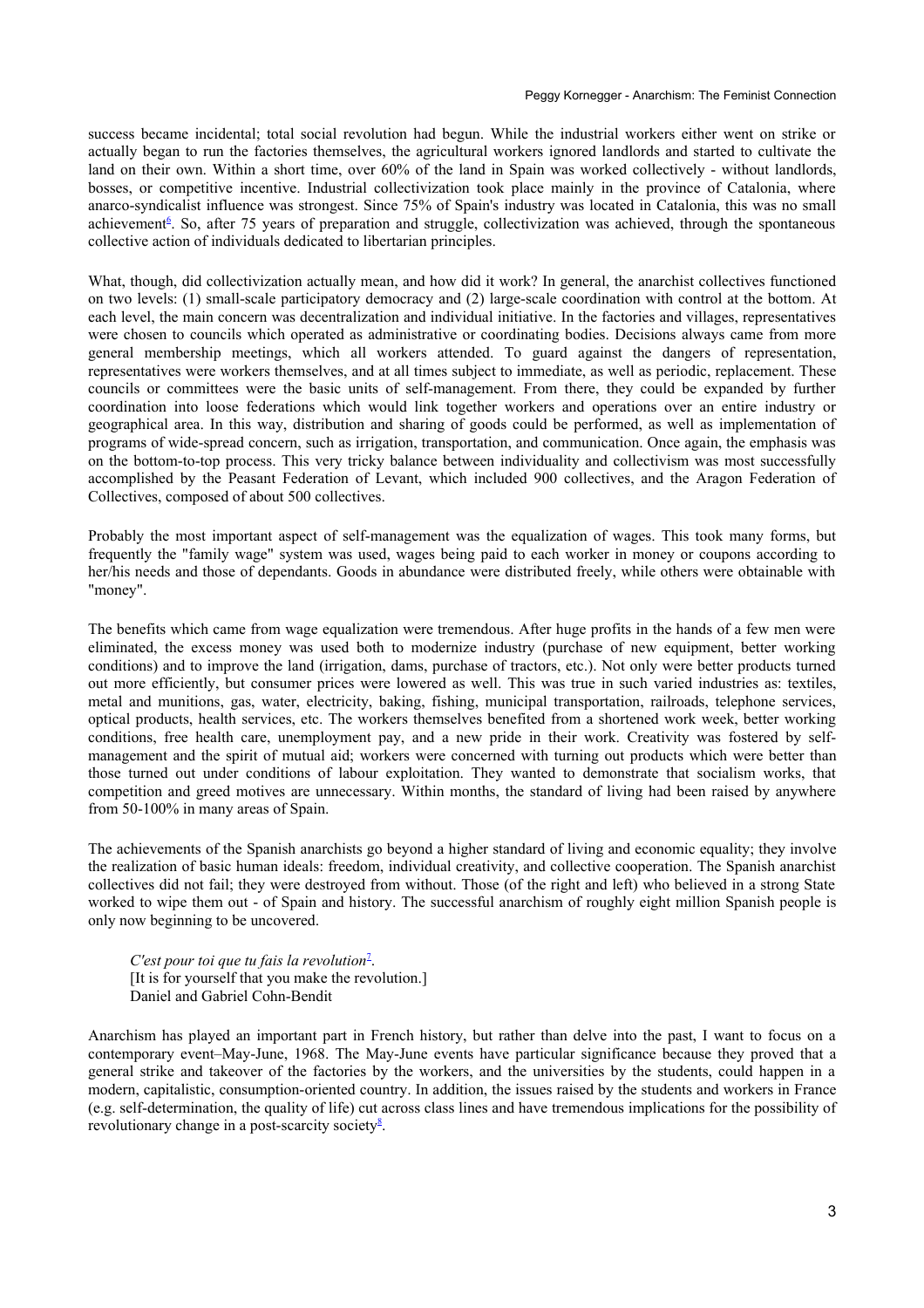success became incidental; total social revolution had begun. While the industrial workers either went on strike or actually began to run the factories themselves, the agricultural workers ignored landlords and started to cultivate the land on their own. Within a short time, over 60% of the land in Spain was worked collectively - without landlords, bosses, or competitive incentive. Industrial collectivization took place mainly in the province of Catalonia, where anarco-syndicalist influence was strongest. Since 75% of Spain's industry was located in Catalonia, this was no small achievement[6]. So, after 75 years of preparation and struggle, collectivization was achieved, through the spontaneous collective action of individuals dedicated to libertarian principles.

What, though, did collectivization actually mean, and how did it work? In general, the anarchist collectives functioned on two levels: (1) small-scale participatory democracy and (2) large-scale coordination with control at the bottom. At each level, the main concern was decentralization and individual initiative. In the factories and villages, representatives were chosen to councils which operated as administrative or coordinating bodies. Decisions always came from more general membership meetings, which all workers attended. To guard against the dangers of representation, representatives were workers themselves, and at all times subject to immediate, as well as periodic, replacement. These councils or committees were the basic units of self-management. From there, they could be expanded by further coordination into loose federations which would link together workers and operations over an entire industry or geographical area. In this way, distribution and sharing of goods could be performed, as well as implementation of programs of wide-spread concern, such as irrigation, transportation, and communication. Once again, the emphasis was on the bottom-to-top process. This very tricky balance between individuality and collectivism was most successfully accomplished by the Peasant Federation of Levant, which included 900 collectives, and the Aragon Federation of Collectives, composed of about 500 collectives.

Probably the most important aspect of self-management was the equalization of wages. This took many forms, but frequently the "family wage" system was used, wages being paid to each worker in money or coupons according to her/his needs and those of dependants. Goods in abundance were distributed freely, while others were obtainable with "money".

The benefits which came from wage equalization were tremendous. After huge profits in the hands of a few men were eliminated, the excess money was used both to modernize industry (purchase of new equipment, better working conditions) and to improve the land (irrigation, dams, purchase of tractors, etc.). Not only were better products turned out more efficiently, but consumer prices were lowered as well. This was true in such varied industries as: textiles, metal and munitions, gas, water, electricity, baking, fishing, municipal transportation, railroads, telephone services, optical products, health services, etc. The workers themselves benefited from a shortened work week, better working conditions, free health care, unemployment pay, and a new pride in their work. Creativity was fostered by self-management and the spirit of mutual aid; workers were concerned with turning out products which were better than those turned out under conditions of labour exploitation. They wanted to demonstrate that socialism works, that competition and greed motives are unnecessary. Within months, the standard of living had been raised by anywhere from 50-100% in many areas of Spain.

The achievements of the Spanish anarchists go beyond a higher standard of living and economic equality; they involve the realization of basic human ideals: freedom, individual creativity, and collective cooperation. The Spanish anarchist collectives did not fail; they were destroyed from without. Those (of the right and left) who believed in a strong State worked to wipe them out - of Spain and history. The successful anarchism of roughly eight million Spanish people is only now beginning to be uncovered.

> *C'est pour toi que tu fais la revolution*[7].
> [It is for yourself that you make the revolution.]
> Daniel and Gabriel Cohn-Bendit

Anarchism has played an important part in French history, but rather than delve into the past, I want to focus on a contemporary event–May-June, 1968. The May-June events have particular significance because they proved that a general strike and takeover of the factories by the workers, and the universities by the students, could happen in a modern, capitalistic, consumption-oriented country. In addition, the issues raised by the students and workers in France (e.g. self-determination, the quality of life) cut across class lines and have tremendous implications for the possibility of revolutionary change in a post-scarcity society[8].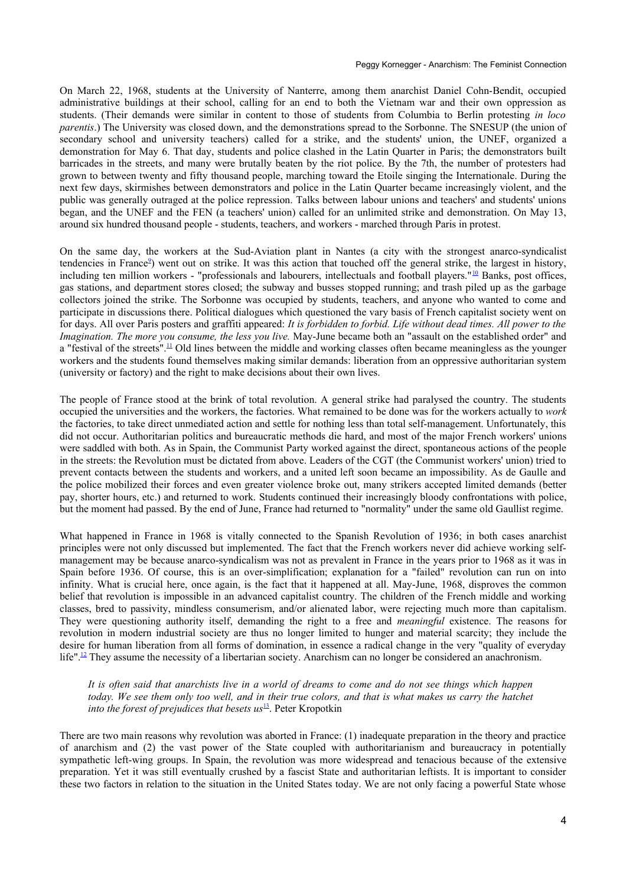On March 22, 1968, students at the University of Nanterre, among them anarchist Daniel Cohn-Bendit, occupied administrative buildings at their school, calling for an end to both the Vietnam war and their own oppression as students. (Their demands were similar in content to those of students from Columbia to Berlin protesting *in loco parentis*.) The University was closed down, and the demonstrations spread to the Sorbonne. The SNESUP (the union of secondary school and university teachers) called for a strike, and the students' union, the UNEF, organized a demonstration for May 6. That day, students and police clashed in the Latin Quarter in Paris; the demonstrators built barricades in the streets, and many were brutally beaten by the riot police. By the 7th, the number of protesters had grown to between twenty and fifty thousand people, marching toward the Etoile singing the Internationale. During the next few days, skirmishes between demonstrators and police in the Latin Quarter became increasingly violent, and the public was generally outraged at the police repression. Talks between labour unions and teachers' and students' unions began, and the UNEF and the FEN (a teachers' union) called for an unlimited strike and demonstration. On May 13, around six hundred thousand people - students, teachers, and workers - marched through Paris in protest.

On the same day, the workers at the Sud-Aviation plant in Nantes (a city with the strongest anarco-syndicalist tendencies in France[9]) went out on strike. It was this action that touched off the general strike, the largest in history, including ten million workers - "professionals and labourers, intellectuals and football players."[10] Banks, post offices, gas stations, and department stores closed; the subway and busses stopped running; and trash piled up as the garbage collectors joined the strike. The Sorbonne was occupied by students, teachers, and anyone who wanted to come and participate in discussions there. Political dialogues which questioned the vary basis of French capitalist society went on for days. All over Paris posters and graffiti appeared: *It is forbidden to forbid. Life without dead times. All power to the Imagination. The more you consume, the less you live.* May-June became both an "assault on the established order" and a "festival of the streets".[11] Old lines between the middle and working classes often became meaningless as the younger workers and the students found themselves making similar demands: liberation from an oppressive authoritarian system (university or factory) and the right to make decisions about their own lives.

The people of France stood at the brink of total revolution. A general strike had paralysed the country. The students occupied the universities and the workers, the factories. What remained to be done was for the workers actually to *work* the factories, to take direct unmediated action and settle for nothing less than total self-management. Unfortunately, this did not occur. Authoritarian politics and bureaucratic methods die hard, and most of the major French workers' unions were saddled with both. As in Spain, the Communist Party worked against the direct, spontaneous actions of the people in the streets: the Revolution must be dictated from above. Leaders of the CGT (the Communist workers' union) tried to prevent contacts between the students and workers, and a united left soon became an impossibility. As de Gaulle and the police mobilized their forces and even greater violence broke out, many strikers accepted limited demands (better pay, shorter hours, etc.) and returned to work. Students continued their increasingly bloody confrontations with police, but the moment had passed. By the end of June, France had returned to "normality" under the same old Gaullist regime.

What happened in France in 1968 is vitally connected to the Spanish Revolution of 1936; in both cases anarchist principles were not only discussed but implemented. The fact that the French workers never did achieve working self-management may be because anarco-syndicalism was not as prevalent in France in the years prior to 1968 as it was in Spain before 1936. Of course, this is an over-simplification; explanation for a "failed" revolution can run on into infinity. What is crucial here, once again, is the fact that it happened at all. May-June, 1968, disproves the common belief that revolution is impossible in an advanced capitalist country. The children of the French middle and working classes, bred to passivity, mindless consumerism, and/or alienated labor, were rejecting much more than capitalism. They were questioning authority itself, demanding the right to a free and *meaningful* existence. The reasons for revolution in modern industrial society are thus no longer limited to hunger and material scarcity; they include the desire for human liberation from all forms of domination, in essence a radical change in the very "quality of everyday life".[12] They assume the necessity of a libertarian society. Anarchism can no longer be considered an anachronism.

> *It is often said that anarchists live in a world of dreams to come and do not see things which happen today. We see them only too well, and in their true colors, and that is what makes us carry the hatchet into the forest of prejudices that besets us*[13]. Peter Kropotkin

There are two main reasons why revolution was aborted in France: (1) inadequate preparation in the theory and practice of anarchism and (2) the vast power of the State coupled with authoritarianism and bureaucracy in potentially sympathetic left-wing groups. In Spain, the revolution was more widespread and tenacious because of the extensive preparation. Yet it was still eventually crushed by a fascist State and authoritarian leftists. It is important to consider these two factors in relation to the situation in the United States today. We are not only facing a powerful State whose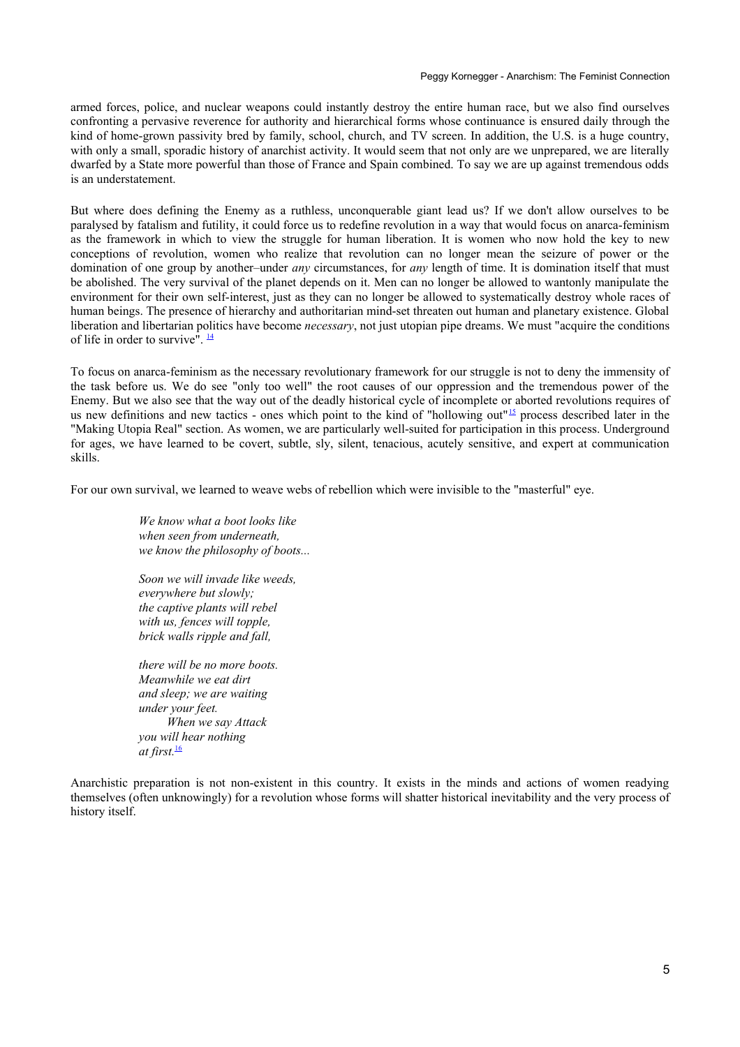armed forces, police, and nuclear weapons could instantly destroy the entire human race, but we also find ourselves confronting a pervasive reverence for authority and hierarchical forms whose continuance is ensured daily through the kind of home-grown passivity bred by family, school, church, and TV screen. In addition, the U.S. is a huge country, with only a small, sporadic history of anarchist activity. It would seem that not only are we unprepared, we are literally dwarfed by a State more powerful than those of France and Spain combined. To say we are up against tremendous odds is an understatement.

But where does defining the Enemy as a ruthless, unconquerable giant lead us? If we don't allow ourselves to be paralysed by fatalism and futility, it could force us to redefine revolution in a way that would focus on anarca-feminism as the framework in which to view the struggle for human liberation. It is women who now hold the key to new conceptions of revolution, women who realize that revolution can no longer mean the seizure of power or the domination of one group by another–under *any* circumstances, for *any* length of time. It is domination itself that must be abolished. The very survival of the planet depends on it. Men can no longer be allowed to wantonly manipulate the environment for their own self-interest, just as they can no longer be allowed to systematically destroy whole races of human beings. The presence of hierarchy and authoritarian mind-set threaten out human and planetary existence. Global liberation and libertarian politics have become *necessary*, not just utopian pipe dreams. We must "acquire the conditions of life in order to survive". [14]

To focus on anarca-feminism as the necessary revolutionary framework for our struggle is not to deny the immensity of the task before us. We do see "only too well" the root causes of our oppression and the tremendous power of the Enemy. But we also see that the way out of the deadly historical cycle of incomplete or aborted revolutions requires of us new definitions and new tactics - ones which point to the kind of "hollowing out"[15] process described later in the "Making Utopia Real" section. As women, we are particularly well-suited for participation in this process. Underground for ages, we have learned to be covert, subtle, sly, silent, tenacious, acutely sensitive, and expert at communication skills.

For our own survival, we learned to weave webs of rebellion which were invisible to the "masterful" eye.

> *We know what a boot looks like*
> *when seen from underneath,*
> *we know the philosophy of boots...*
>
> *Soon we will invade like weeds,*
> *everywhere but slowly;*
> *the captive plants will rebel*
> *with us, fences will topple,*
> *brick walls ripple and fall,*
>
> *there will be no more boots.*
> *Meanwhile we eat dirt*
> *and sleep; we are waiting*
> *under your feet.*
> *When we say Attack*
> *you will hear nothing*
> *at first.*[16]

Anarchistic preparation is not non-existent in this country. It exists in the minds and actions of women readying themselves (often unknowingly) for a revolution whose forms will shatter historical inevitability and the very process of history itself.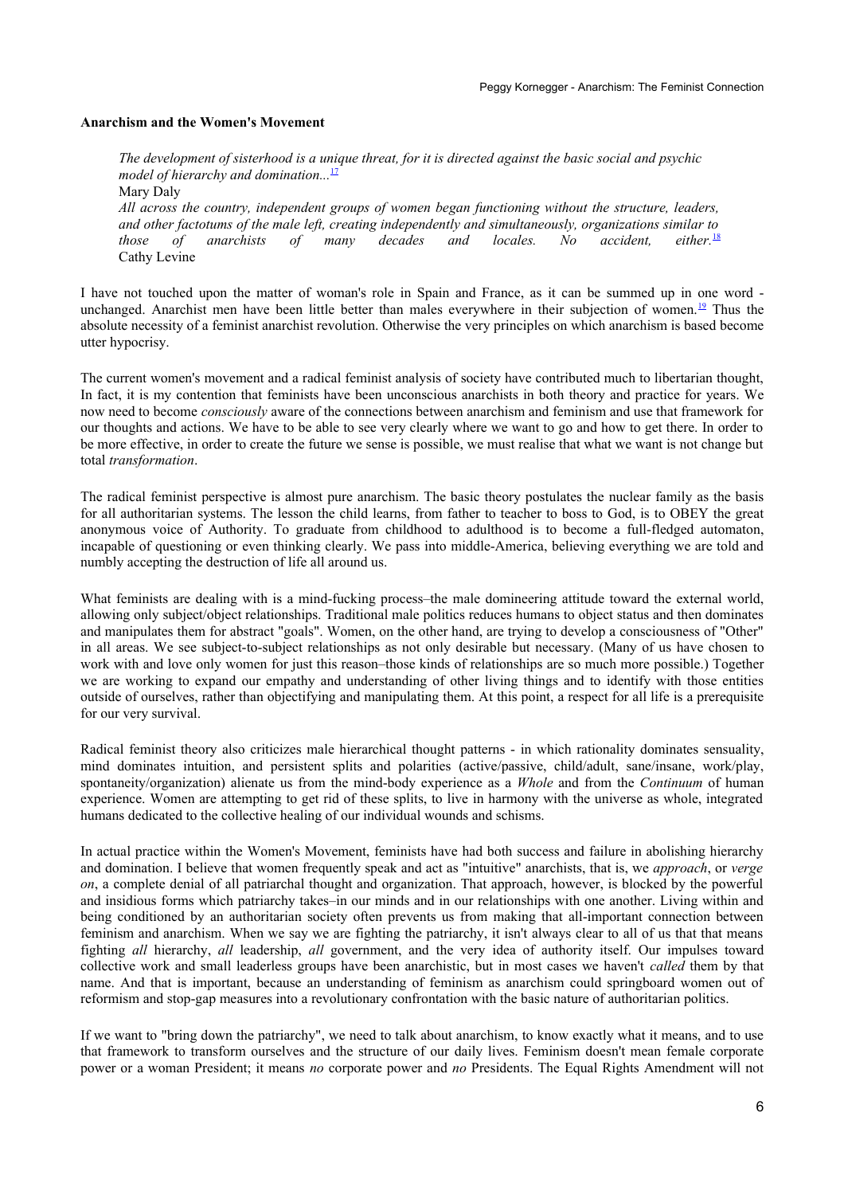**Anarchism and the Women's Movement**

> *The development of sisterhood is a unique threat, for it is directed against the basic social and psychic model of hierarchy and domination...*[17]
> Mary Daly
> *All across the country, independent groups of women began functioning without the structure, leaders, and other factotums of the male left, creating independently and simultaneously, organizations similar to those of anarchists of many decades and locales. No accident, either.*[18]
> Cathy Levine

I have not touched upon the matter of woman's role in Spain and France, as it can be summed up in one word - unchanged. Anarchist men have been little better than males everywhere in their subjection of women.[19] Thus the absolute necessity of a feminist anarchist revolution. Otherwise the very principles on which anarchism is based become utter hypocrisy.

The current women's movement and a radical feminist analysis of society have contributed much to libertarian thought, In fact, it is my contention that feminists have been unconscious anarchists in both theory and practice for years. We now need to become *consciously* aware of the connections between anarchism and feminism and use that framework for our thoughts and actions. We have to be able to see very clearly where we want to go and how to get there. In order to be more effective, in order to create the future we sense is possible, we must realise that what we want is not change but total *transformation*.

The radical feminist perspective is almost pure anarchism. The basic theory postulates the nuclear family as the basis for all authoritarian systems. The lesson the child learns, from father to teacher to boss to God, is to OBEY the great anonymous voice of Authority. To graduate from childhood to adulthood is to become a full-fledged automaton, incapable of questioning or even thinking clearly. We pass into middle-America, believing everything we are told and numbly accepting the destruction of life all around us.

What feminists are dealing with is a mind-fucking process–the male domineering attitude toward the external world, allowing only subject/object relationships. Traditional male politics reduces humans to object status and then dominates and manipulates them for abstract "goals". Women, on the other hand, are trying to develop a consciousness of "Other" in all areas. We see subject-to-subject relationships as not only desirable but necessary. (Many of us have chosen to work with and love only women for just this reason–those kinds of relationships are so much more possible.) Together we are working to expand our empathy and understanding of other living things and to identify with those entities outside of ourselves, rather than objectifying and manipulating them. At this point, a respect for all life is a prerequisite for our very survival.

Radical feminist theory also criticizes male hierarchical thought patterns - in which rationality dominates sensuality, mind dominates intuition, and persistent splits and polarities (active/passive, child/adult, sane/insane, work/play, spontaneity/organization) alienate us from the mind-body experience as a *Whole* and from the *Continuum* of human experience. Women are attempting to get rid of these splits, to live in harmony with the universe as whole, integrated humans dedicated to the collective healing of our individual wounds and schisms.

In actual practice within the Women's Movement, feminists have had both success and failure in abolishing hierarchy and domination. I believe that women frequently speak and act as "intuitive" anarchists, that is, we *approach*, or *verge on*, a complete denial of all patriarchal thought and organization. That approach, however, is blocked by the powerful and insidious forms which patriarchy takes–in our minds and in our relationships with one another. Living within and being conditioned by an authoritarian society often prevents us from making that all-important connection between feminism and anarchism. When we say we are fighting the patriarchy, it isn't always clear to all of us that that means fighting *all* hierarchy, *all* leadership, *all* government, and the very idea of authority itself. Our impulses toward collective work and small leaderless groups have been anarchistic, but in most cases we haven't *called* them by that name. And that is important, because an understanding of feminism as anarchism could springboard women out of reformism and stop-gap measures into a revolutionary confrontation with the basic nature of authoritarian politics.

If we want to "bring down the patriarchy", we need to talk about anarchism, to know exactly what it means, and to use that framework to transform ourselves and the structure of our daily lives. Feminism doesn't mean female corporate power or a woman President; it means *no* corporate power and *no* Presidents. The Equal Rights Amendment will not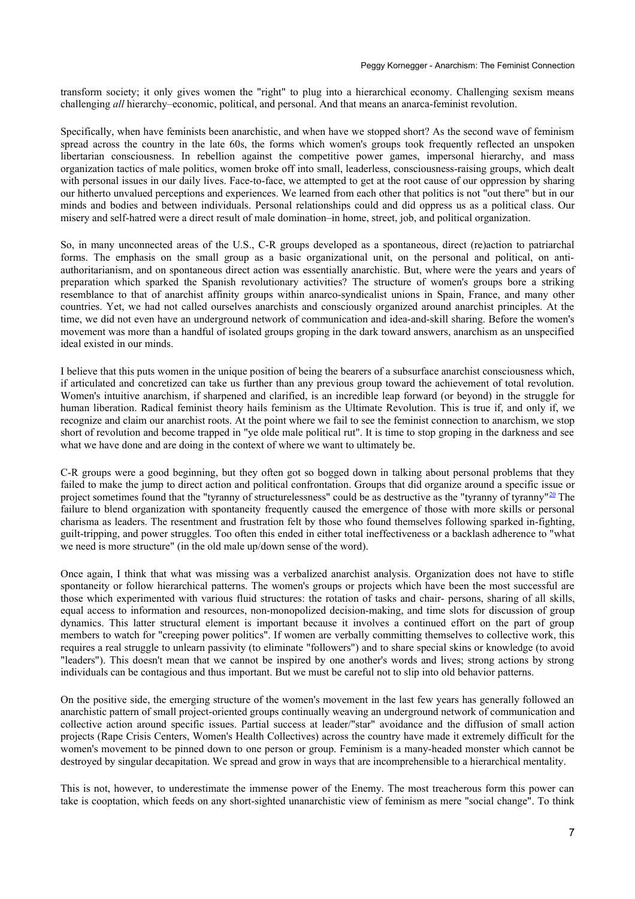transform society; it only gives women the "right" to plug into a hierarchical economy. Challenging sexism means challenging *all* hierarchy–economic, political, and personal. And that means an anarca-feminist revolution.

Specifically, when have feminists been anarchistic, and when have we stopped short? As the second wave of feminism spread across the country in the late 60s, the forms which women's groups took frequently reflected an unspoken libertarian consciousness. In rebellion against the competitive power games, impersonal hierarchy, and mass organization tactics of male politics, women broke off into small, leaderless, consciousness-raising groups, which dealt with personal issues in our daily lives. Face-to-face, we attempted to get at the root cause of our oppression by sharing our hitherto unvalued perceptions and experiences. We learned from each other that politics is not "out there" but in our minds and bodies and between individuals. Personal relationships could and did oppress us as a political class. Our misery and self-hatred were a direct result of male domination–in home, street, job, and political organization.

So, in many unconnected areas of the U.S., C-R groups developed as a spontaneous, direct (re)action to patriarchal forms. The emphasis on the small group as a basic organizational unit, on the personal and political, on anti-authoritarianism, and on spontaneous direct action was essentially anarchistic. But, where were the years and years of preparation which sparked the Spanish revolutionary activities? The structure of women's groups bore a striking resemblance to that of anarchist affinity groups within anarco-syndicalist unions in Spain, France, and many other countries. Yet, we had not called ourselves anarchists and consciously organized around anarchist principles. At the time, we did not even have an underground network of communication and idea-and-skill sharing. Before the women's movement was more than a handful of isolated groups groping in the dark toward answers, anarchism as an unspecified ideal existed in our minds.

I believe that this puts women in the unique position of being the bearers of a subsurface anarchist consciousness which, if articulated and concretized can take us further than any previous group toward the achievement of total revolution. Women's intuitive anarchism, if sharpened and clarified, is an incredible leap forward (or beyond) in the struggle for human liberation. Radical feminist theory hails feminism as the Ultimate Revolution. This is true if, and only if, we recognize and claim our anarchist roots. At the point where we fail to see the feminist connection to anarchism, we stop short of revolution and become trapped in "ye olde male political rut". It is time to stop groping in the darkness and see what we have done and are doing in the context of where we want to ultimately be.

C-R groups were a good beginning, but they often got so bogged down in talking about personal problems that they failed to make the jump to direct action and political confrontation. Groups that did organize around a specific issue or project sometimes found that the "tyranny of structurelessness" could be as destructive as the "tyranny of tyranny"[20] The failure to blend organization with spontaneity frequently caused the emergence of those with more skills or personal charisma as leaders. The resentment and frustration felt by those who found themselves following sparked in-fighting, guilt-tripping, and power struggles. Too often this ended in either total ineffectiveness or a backlash adherence to "what we need is more structure" (in the old male up/down sense of the word).

Once again, I think that what was missing was a verbalized anarchist analysis. Organization does not have to stifle spontaneity or follow hierarchical patterns. The women's groups or projects which have been the most successful are those which experimented with various fluid structures: the rotation of tasks and chair- persons, sharing of all skills, equal access to information and resources, non-monopolized decision-making, and time slots for discussion of group dynamics. This latter structural element is important because it involves a continued effort on the part of group members to watch for "creeping power politics". If women are verbally committing themselves to collective work, this requires a real struggle to unlearn passivity (to eliminate "followers") and to share special skins or knowledge (to avoid "leaders"). This doesn't mean that we cannot be inspired by one another's words and lives; strong actions by strong individuals can be contagious and thus important. But we must be careful not to slip into old behavior patterns.

On the positive side, the emerging structure of the women's movement in the last few years has generally followed an anarchistic pattern of small project-oriented groups continually weaving an underground network of communication and collective action around specific issues. Partial success at leader/"star" avoidance and the diffusion of small action projects (Rape Crisis Centers, Women's Health Collectives) across the country have made it extremely difficult for the women's movement to be pinned down to one person or group. Feminism is a many-headed monster which cannot be destroyed by singular decapitation. We spread and grow in ways that are incomprehensible to a hierarchical mentality.

This is not, however, to underestimate the immense power of the Enemy. The most treacherous form this power can take is cooptation, which feeds on any short-sighted unanarchistic view of feminism as mere "social change". To think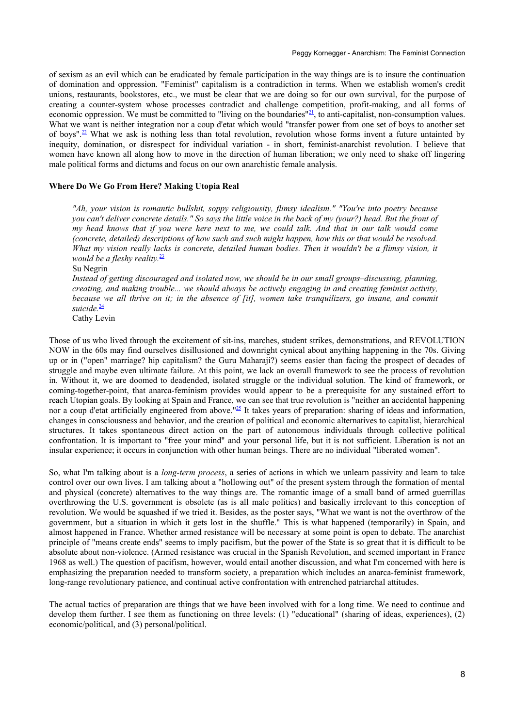of sexism as an evil which can be eradicated by female participation in the way things are is to insure the continuation of domination and oppression. "Feminist" capitalism is a contradiction in terms. When we establish women's credit unions, restaurants, bookstores, etc., we must be clear that we are doing so for our own survival, for the purpose of creating a counter-system whose processes contradict and challenge competition, profit-making, and all forms of economic oppression. We must be committed to "living on the boundaries"[21], to anti-capitalist, non-consumption values. What we want is neither integration nor a coup d'etat which would "transfer power from one set of boys to another set of boys".[22] What we ask is nothing less than total revolution, revolution whose forms invent a future untainted by inequity, domination, or disrespect for individual variation - in short, feminist-anarchist revolution. I believe that women have known all along how to move in the direction of human liberation; we only need to shake off lingering male political forms and dictums and focus on our own anarchistic female analysis.

**Where Do We Go From Here? Making Utopia Real**

> *"Ah, your vision is romantic bullshit, soppy religiousity, flimsy idealism." "You're into poetry because you can't deliver concrete details." So says the little voice in the back of my (your?) head. But the front of my head knows that if you were here next to me, we could talk. And that in our talk would come (concrete, detailed) descriptions of how such and such might happen, how this or that would be resolved. What my vision really lacks is concrete, detailed human bodies. Then it wouldn't be a flimsy vision, it would be a fleshy reality.*[23]
>
> Su Negrin
>
> *Instead of getting discouraged and isolated now, we should be in our small groups–discussing, planning, creating, and making trouble... we should always be actively engaging in and creating feminist activity, because we all thrive on it; in the absence of [it], women take tranquilizers, go insane, and commit suicide.*[24]
>
> Cathy Levin

Those of us who lived through the excitement of sit-ins, marches, student strikes, demonstrations, and REVOLUTION NOW in the 60s may find ourselves disillusioned and downright cynical about anything happening in the 70s. Giving up or in ("open" marriage? hip capitalism? the Guru Maharaji?) seems easier than facing the prospect of decades of struggle and maybe even ultimate failure. At this point, we lack an overall framework to see the process of revolution in. Without it, we are doomed to deadended, isolated struggle or the individual solution. The kind of framework, or coming-together-point, that anarca-feminism provides would appear to be a prerequisite for any sustained effort to reach Utopian goals. By looking at Spain and France, we can see that true revolution is "neither an accidental happening nor a coup d'etat artificially engineered from above."[25] It takes years of preparation: sharing of ideas and information, changes in consciousness and behavior, and the creation of political and economic alternatives to capitalist, hierarchical structures. It takes spontaneous direct action on the part of autonomous individuals through collective political confrontation. It is important to "free your mind" and your personal life, but it is not sufficient. Liberation is not an insular experience; it occurs in conjunction with other human beings. There are no individual "liberated women".

So, what I'm talking about is a *long-term process*, a series of actions in which we unlearn passivity and learn to take control over our own lives. I am talking about a "hollowing out" of the present system through the formation of mental and physical (concrete) alternatives to the way things are. The romantic image of a small band of armed guerrillas overthrowing the U.S. government is obsolete (as is all male politics) and basically irrelevant to this conception of revolution. We would be squashed if we tried it. Besides, as the poster says, "What we want is not the overthrow of the government, but a situation in which it gets lost in the shuffle." This is what happened (temporarily) in Spain, and almost happened in France. Whether armed resistance will be necessary at some point is open to debate. The anarchist principle of "means create ends" seems to imply pacifism, but the power of the State is so great that it is difficult to be absolute about non-violence. (Armed resistance was crucial in the Spanish Revolution, and seemed important in France 1968 as well.) The question of pacifism, however, would entail another discussion, and what I'm concerned with here is emphasizing the preparation needed to transform society, a preparation which includes an anarca-feminist framework, long-range revolutionary patience, and continual active confrontation with entrenched patriarchal attitudes.

The actual tactics of preparation are things that we have been involved with for a long time. We need to continue and develop them further. I see them as functioning on three levels: (1) "educational" (sharing of ideas, experiences), (2) economic/political, and (3) personal/political.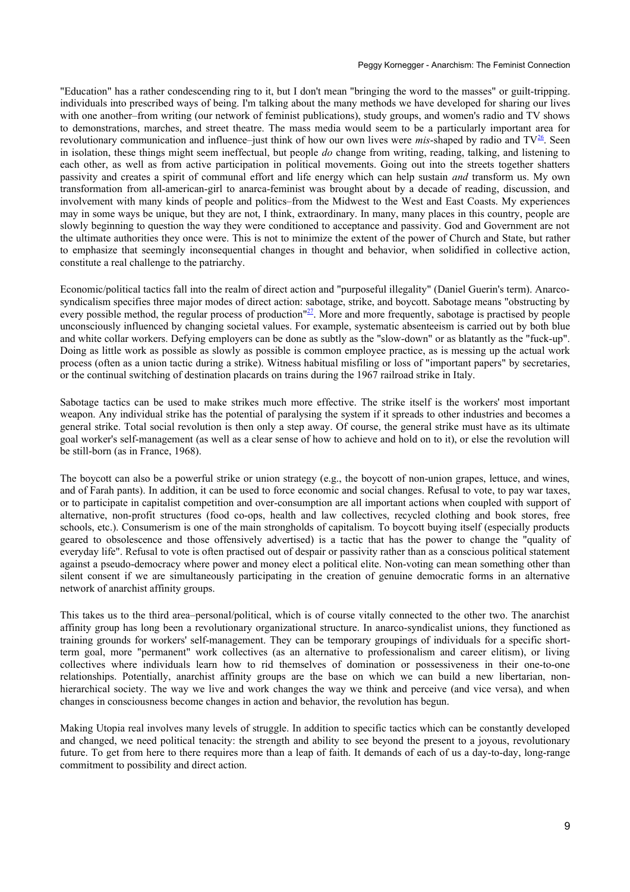"Education" has a rather condescending ring to it, but I don't mean "bringing the word to the masses" or guilt-tripping. individuals into prescribed ways of being. I'm talking about the many methods we have developed for sharing our lives with one another–from writing (our network of feminist publications), study groups, and women's radio and TV shows to demonstrations, marches, and street theatre. The mass media would seem to be a particularly important area for revolutionary communication and influence–just think of how our own lives were *mis*-shaped by radio and TV[26]. Seen in isolation, these things might seem ineffectual, but people *do* change from writing, reading, talking, and listening to each other, as well as from active participation in political movements. Going out into the streets together shatters passivity and creates a spirit of communal effort and life energy which can help sustain *and* transform us. My own transformation from all-american-girl to anarca-feminist was brought about by a decade of reading, discussion, and involvement with many kinds of people and politics–from the Midwest to the West and East Coasts. My experiences may in some ways be unique, but they are not, I think, extraordinary. In many, many places in this country, people are slowly beginning to question the way they were conditioned to acceptance and passivity. God and Government are not the ultimate authorities they once were. This is not to minimize the extent of the power of Church and State, but rather to emphasize that seemingly inconsequential changes in thought and behavior, when solidified in collective action, constitute a real challenge to the patriarchy.

Economic/political tactics fall into the realm of direct action and "purposeful illegality" (Daniel Guerin's term). Anarco-syndicalism specifies three major modes of direct action: sabotage, strike, and boycott. Sabotage means "obstructing by every possible method, the regular process of production"[27]. More and more frequently, sabotage is practised by people unconsciously influenced by changing societal values. For example, systematic absenteeism is carried out by both blue and white collar workers. Defying employers can be done as subtly as the "slow-down" or as blatantly as the "fuck-up". Doing as little work as possible as slowly as possible is common employee practice, as is messing up the actual work process (often as a union tactic during a strike). Witness habitual misfiling or loss of "important papers" by secretaries, or the continual switching of destination placards on trains during the 1967 railroad strike in Italy.

Sabotage tactics can be used to make strikes much more effective. The strike itself is the workers' most important weapon. Any individual strike has the potential of paralysing the system if it spreads to other industries and becomes a general strike. Total social revolution is then only a step away. Of course, the general strike must have as its ultimate goal worker's self-management (as well as a clear sense of how to achieve and hold on to it), or else the revolution will be still-born (as in France, 1968).

The boycott can also be a powerful strike or union strategy (e.g., the boycott of non-union grapes, lettuce, and wines, and of Farah pants). In addition, it can be used to force economic and social changes. Refusal to vote, to pay war taxes, or to participate in capitalist competition and over-consumption are all important actions when coupled with support of alternative, non-profit structures (food co-ops, health and law collectives, recycled clothing and book stores, free schools, etc.). Consumerism is one of the main strongholds of capitalism. To boycott buying itself (especially products geared to obsolescence and those offensively advertised) is a tactic that has the power to change the "quality of everyday life". Refusal to vote is often practised out of despair or passivity rather than as a conscious political statement against a pseudo-democracy where power and money elect a political elite. Non-voting can mean something other than silent consent if we are simultaneously participating in the creation of genuine democratic forms in an alternative network of anarchist affinity groups.

This takes us to the third area–personal/political, which is of course vitally connected to the other two. The anarchist affinity group has long been a revolutionary organizational structure. In anarco-syndicalist unions, they functioned as training grounds for workers' self-management. They can be temporary groupings of individuals for a specific short-term goal, more "permanent" work collectives (as an alternative to professionalism and career elitism), or living collectives where individuals learn how to rid themselves of domination or possessiveness in their one-to-one relationships. Potentially, anarchist affinity groups are the base on which we can build a new libertarian, non-hierarchical society. The way we live and work changes the way we think and perceive (and vice versa), and when changes in consciousness become changes in action and behavior, the revolution has begun.

Making Utopia real involves many levels of struggle. In addition to specific tactics which can be constantly developed and changed, we need political tenacity: the strength and ability to see beyond the present to a joyous, revolutionary future. To get from here to there requires more than a leap of faith. It demands of each of us a day-to-day, long-range commitment to possibility and direct action.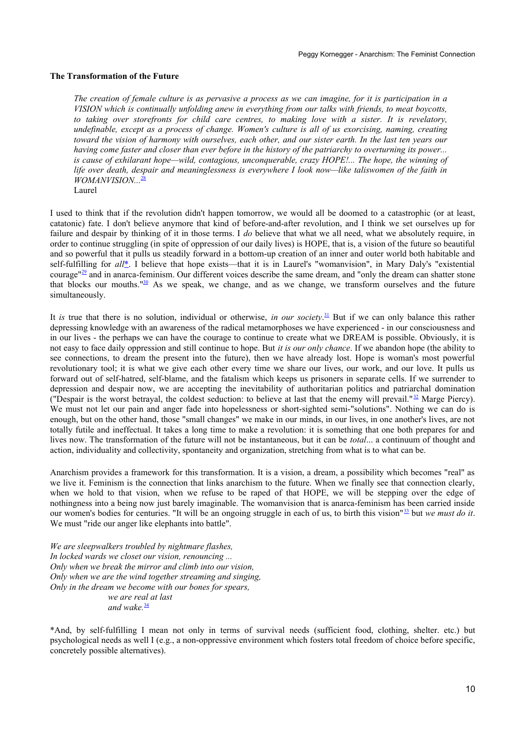**The Transformation of the Future**

> *The creation of female culture is as pervasive a process as we can imagine, for it is participation in a VISION which is continually unfolding anew in everything from our talks with friends, to meat boycotts, to taking over storefronts for child care centres, to making love with a sister. It is revelatory, undefinable, except as a process of change. Women's culture is all of us exorcising, naming, creating toward the vision of harmony with ourselves, each other, and our sister earth. In the last ten years our having come faster and closer than ever before in the history of the patriarchy to overturning its power... is cause of exhilarant hope—wild, contagious, unconquerable, crazy HOPE!... The hope, the winning of life over death, despair and meaninglessness is everywhere I look now—like taliswomen of the faith in WOMANVISION...*[28]
> Laurel

I used to think that if the revolution didn't happen tomorrow, we would all be doomed to a catastrophic (or at least, catatonic) fate. I don't believe anymore that kind of before-and-after revolution, and I think we set ourselves up for failure and despair by thinking of it in those terms. I *do* believe that what we all need, what we absolutely require, in order to continue struggling (in spite of oppression of our daily lives) is HOPE, that is, a vision of the future so beautiful and so powerful that it pulls us steadily forward in a bottom-up creation of an inner and outer world both habitable and self-fulfilling for *all*[*]. I believe that hope exists—that it is in Laurel's "womanvision", in Mary Daly's "existential courage"[29] and in anarca-feminism. Our different voices describe the same dream, and "only the dream can shatter stone that blocks our mouths."[30] As we speak, we change, and as we change, we transform ourselves and the future simultaneously.

It *is* true that there is no solution, individual or otherwise, *in our society*.[31] But if we can only balance this rather depressing knowledge with an awareness of the radical metamorphoses we have experienced - in our consciousness and in our lives - the perhaps we can have the courage to continue to create what we DREAM is possible. Obviously, it is not easy to face daily oppression and still continue to hope. But *it is our only chance*. If we abandon hope (the ability to see connections, to dream the present into the future), then we have already lost. Hope is woman's most powerful revolutionary tool; it is what we give each other every time we share our lives, our work, and our love. It pulls us forward out of self-hatred, self-blame, and the fatalism which keeps us prisoners in separate cells. If we surrender to depression and despair now, we are accepting the inevitability of authoritarian politics and patriarchal domination ("Despair is the worst betrayal, the coldest seduction: to believe at last that the enemy will prevail."[32] Marge Piercy). We must not let our pain and anger fade into hopelessness or short-sighted semi-"solutions". Nothing we can do is enough, but on the other hand, those "small changes" we make in our minds, in our lives, in one another's lives, are not totally futile and ineffectual. It takes a long time to make a revolution: it is something that one both prepares for and lives now. The transformation of the future will not be instantaneous, but it can be *total*... a continuum of thought and action, individuality and collectivity, spontaneity and organization, stretching from what is to what can be.

Anarchism provides a framework for this transformation. It is a vision, a dream, a possibility which becomes "real" as we live it. Feminism is the connection that links anarchism to the future. When we finally see that connection clearly, when we hold to that vision, when we refuse to be raped of that HOPE, we will be stepping over the edge of nothingness into a being now just barely imaginable. The womanvision that is anarca-feminism has been carried inside our women's bodies for centuries. "It will be an ongoing struggle in each of us, to birth this vision"[33] but *we must do it*. We must "ride our anger like elephants into battle".

*We are sleepwalkers troubled by nightmare flashes,*
*In locked wards we closet our vision, renouncing ...*
*Only when we break the mirror and climb into our vision,*
*Only when we are the wind together streaming and singing,*
*Only in the dream we become with our bones for spears,*
*we are real at last*
*and wake.*[34]

*And, by self-fulfilling I mean not only in terms of survival needs (sufficient food, clothing, shelter. etc.) but psychological needs as well I (e.g., a non-oppressive environment which fosters total freedom of choice before specific, concretely possible alternatives).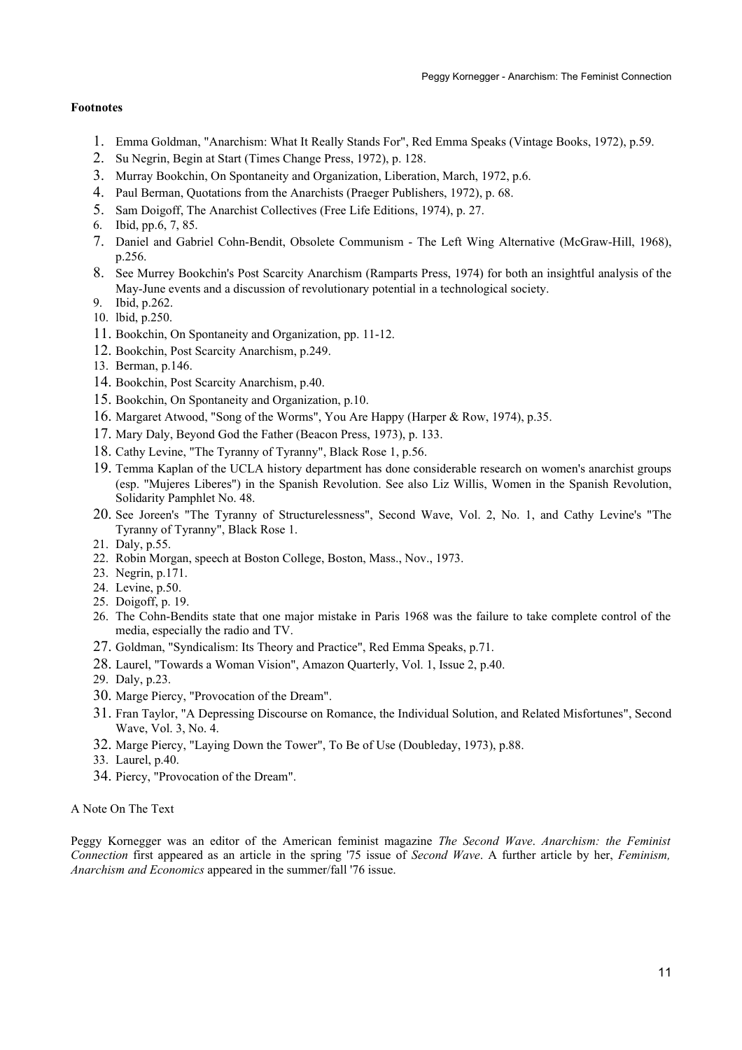**Footnotes**

1. Emma Goldman, "Anarchism: What It Really Stands For", Red Emma Speaks (Vintage Books, 1972), p.59.
2. Su Negrin, Begin at Start (Times Change Press, 1972), p. 128.
3. Murray Bookchin, On Spontaneity and Organization, Liberation, March, 1972, p.6.
4. Paul Berman, Quotations from the Anarchists (Praeger Publishers, 1972), p. 68.
5. Sam Doigoff, The Anarchist Collectives (Free Life Editions, 1974), p. 27.
6. Ibid, pp.6, 7, 85.
7. Daniel and Gabriel Cohn-Bendit, Obsolete Communism - The Left Wing Alternative (McGraw-Hill, 1968), p.256.
8. See Murrey Bookchin's Post Scarcity Anarchism (Ramparts Press, 1974) for both an insightful analysis of the May-June events and a discussion of revolutionary potential in a technological society.
9. Ibid, p.262.
10. lbid, p.250.
11. Bookchin, On Spontaneity and Organization, pp. 11-12.
12. Bookchin, Post Scarcity Anarchism, p.249.
13. Berman, p.146.
14. Bookchin, Post Scarcity Anarchism, p.40.
15. Bookchin, On Spontaneity and Organization, p.10.
16. Margaret Atwood, "Song of the Worms", You Are Happy (Harper & Row, 1974), p.35.
17. Mary Daly, Beyond God the Father (Beacon Press, 1973), p. 133.
18. Cathy Levine, "The Tyranny of Tyranny", Black Rose 1, p.56.
19. Temma Kaplan of the UCLA history department has done considerable research on women's anarchist groups (esp. "Mujeres Liberes") in the Spanish Revolution. See also Liz Willis, Women in the Spanish Revolution, Solidarity Pamphlet No. 48.
20. See Joreen's "The Tyranny of Structurelessness", Second Wave, Vol. 2, No. 1, and Cathy Levine's "The Tyranny of Tyranny", Black Rose 1.
21. Daly, p.55.
22. Robin Morgan, speech at Boston College, Boston, Mass., Nov., 1973.
23. Negrin, p.171.
24. Levine, p.50.
25. Doigoff, p. 19.
26. The Cohn-Bendits state that one major mistake in Paris 1968 was the failure to take complete control of the media, especially the radio and TV.
27. Goldman, "Syndicalism: Its Theory and Practice", Red Emma Speaks, p.71.
28. Laurel, "Towards a Woman Vision", Amazon Quarterly, Vol. 1, Issue 2, p.40.
29. Daly, p.23.
30. Marge Piercy, "Provocation of the Dream".
31. Fran Taylor, "A Depressing Discourse on Romance, the Individual Solution, and Related Misfortunes", Second Wave, Vol. 3, No. 4.
32. Marge Piercy, "Laying Down the Tower", To Be of Use (Doubleday, 1973), p.88.
33. Laurel, p.40.
34. Piercy, "Provocation of the Dream".

A Note On The Text

Peggy Kornegger was an editor of the American feminist magazine *The Second Wave*. *Anarchism: the Feminist Connection* first appeared as an article in the spring '75 issue of *Second Wave*. A further article by her, *Feminism, Anarchism and Economics* appeared in the summer/fall '76 issue.